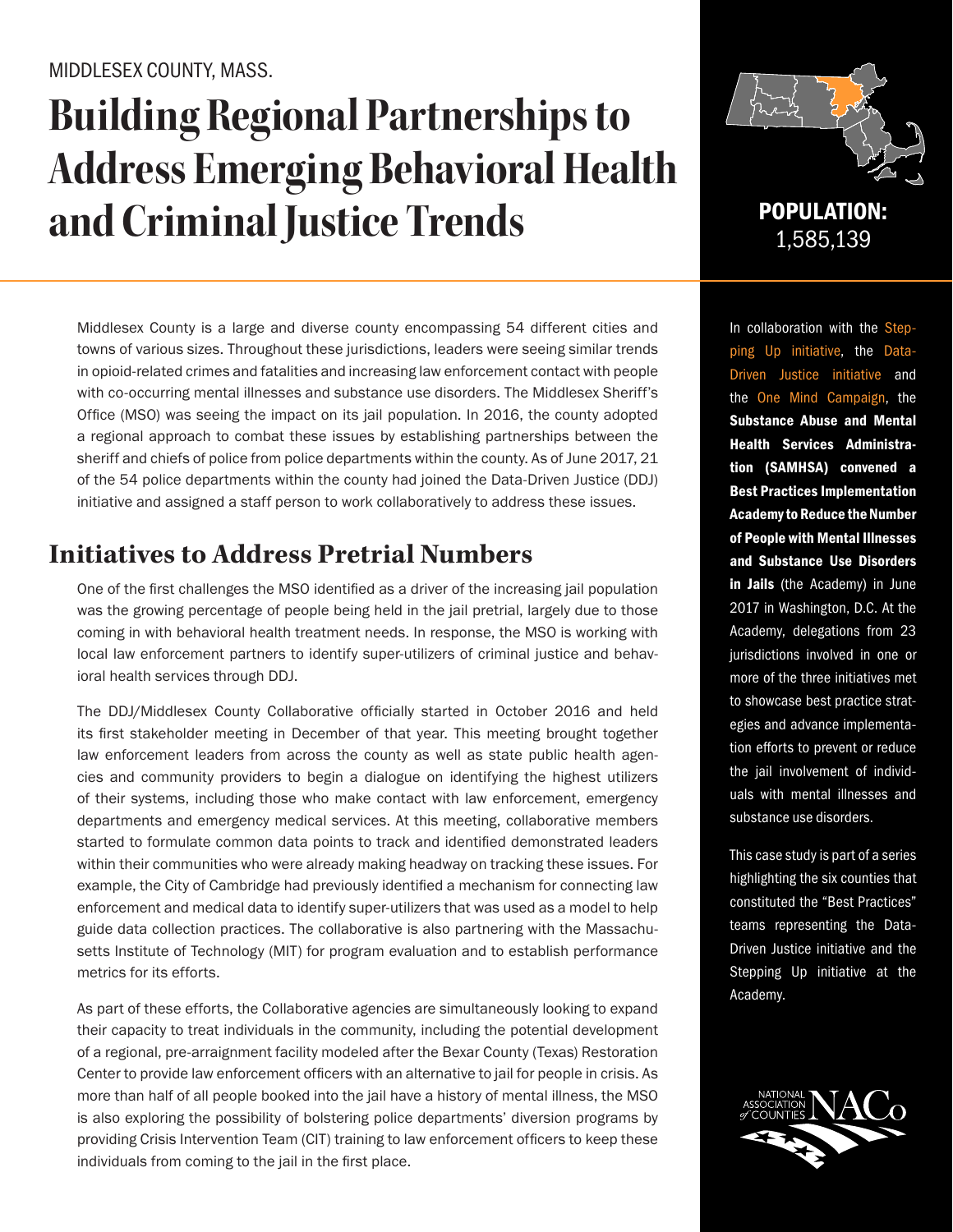MIDDLESEX COUNTY, MASS.

# Building Regional Partnerships to Address Emerging Behavioral Health and Criminal Justice Trends

**POPULATION:**
1,585,139

Middlesex County is a large and diverse county encompassing 54 different cities and towns of various sizes. Throughout these jurisdictions, leaders were seeing similar trends in opioid-related crimes and fatalities and increasing law enforcement contact with people with co-occurring mental illnesses and substance use disorders. The Middlesex Sheriff's Office (MSO) was seeing the impact on its jail population. In 2016, the county adopted a regional approach to combat these issues by establishing partnerships between the sheriff and chiefs of police from police departments within the county. As of June 2017, 21 of the 54 police departments within the county had joined the Data-Driven Justice (DDJ) initiative and assigned a staff person to work collaboratively to address these issues.

## Initiatives to Address Pretrial Numbers

One of the first challenges the MSO identified as a driver of the increasing jail population was the growing percentage of people being held in the jail pretrial, largely due to those coming in with behavioral health treatment needs. In response, the MSO is working with local law enforcement partners to identify super-utilizers of criminal justice and behavioral health services through DDJ.

The DDJ/Middlesex County Collaborative officially started in October 2016 and held its first stakeholder meeting in December of that year. This meeting brought together law enforcement leaders from across the county as well as state public health agencies and community providers to begin a dialogue on identifying the highest utilizers of their systems, including those who make contact with law enforcement, emergency departments and emergency medical services. At this meeting, collaborative members started to formulate common data points to track and identified demonstrated leaders within their communities who were already making headway on tracking these issues. For example, the City of Cambridge had previously identified a mechanism for connecting law enforcement and medical data to identify super-utilizers that was used as a model to help guide data collection practices. The collaborative is also partnering with the Massachusetts Institute of Technology (MIT) for program evaluation and to establish performance metrics for its efforts.

As part of these efforts, the Collaborative agencies are simultaneously looking to expand their capacity to treat individuals in the community, including the potential development of a regional, pre-arraignment facility modeled after the Bexar County (Texas) Restoration Center to provide law enforcement officers with an alternative to jail for people in crisis. As more than half of all people booked into the jail have a history of mental illness, the MSO is also exploring the possibility of bolstering police departments' diversion programs by providing Crisis Intervention Team (CIT) training to law enforcement officers to keep these individuals from coming to the jail in the first place.

In collaboration with the Stepping Up initiative, the Data-Driven Justice initiative and the One Mind Campaign, the **Substance Abuse and Mental Health Services Administration (SAMHSA) convened a Best Practices Implementation Academy to Reduce the Number of People with Mental Illnesses and Substance Use Disorders in Jails** (the Academy) in June 2017 in Washington, D.C. At the Academy, delegations from 23 jurisdictions involved in one or more of the three initiatives met to showcase best practice strategies and advance implementation efforts to prevent or reduce the jail involvement of individuals with mental illnesses and substance use disorders.

This case study is part of a series highlighting the six counties that constituted the "Best Practices" teams representing the Data-Driven Justice initiative and the Stepping Up initiative at the Academy.

NATIONAL ASSOCIATION of COUNTIES NACo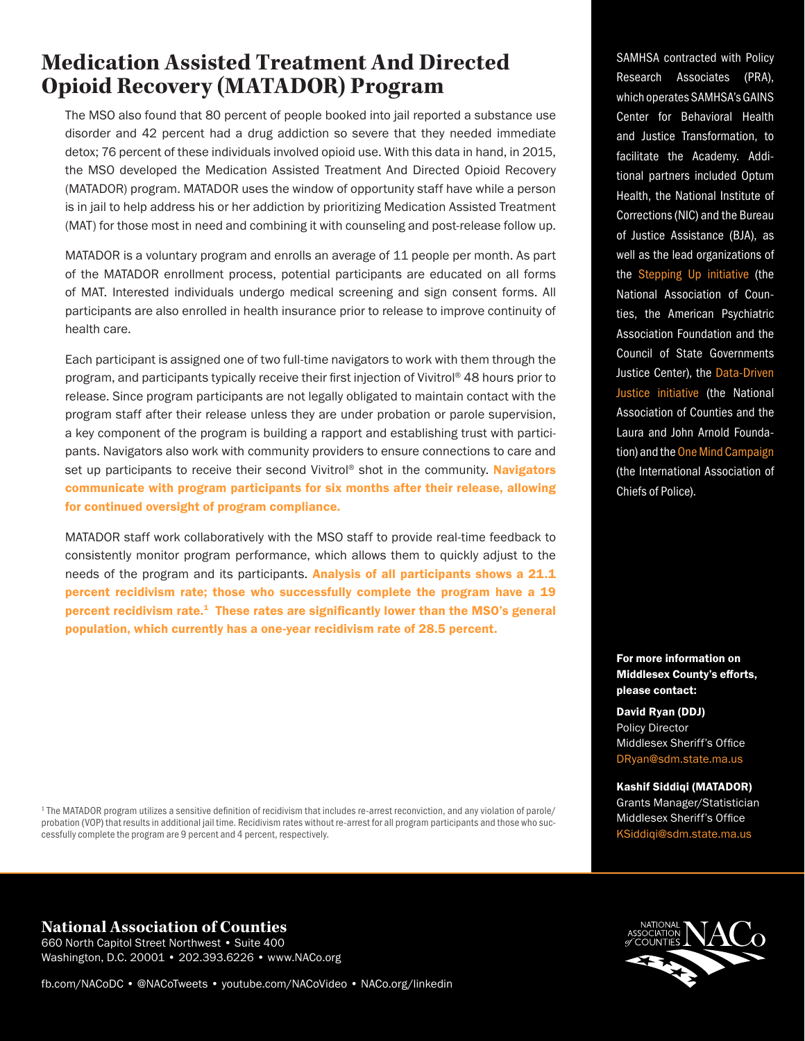# Medication Assisted Treatment And Directed Opioid Recovery (MATADOR) Program

The MSO also found that 80 percent of people booked into jail reported a substance use disorder and 42 percent had a drug addiction so severe that they needed immediate detox; 76 percent of these individuals involved opioid use. With this data in hand, in 2015, the MSO developed the Medication Assisted Treatment And Directed Opioid Recovery (MATADOR) program. MATADOR uses the window of opportunity staff have while a person is in jail to help address his or her addiction by prioritizing Medication Assisted Treatment (MAT) for those most in need and combining it with counseling and post-release follow up.

MATADOR is a voluntary program and enrolls an average of 11 people per month. As part of the MATADOR enrollment process, potential participants are educated on all forms of MAT. Interested individuals undergo medical screening and sign consent forms. All participants are also enrolled in health insurance prior to release to improve continuity of health care.

Each participant is assigned one of two full-time navigators to work with them through the program, and participants typically receive their first injection of Vivitrol® 48 hours prior to release. Since program participants are not legally obligated to maintain contact with the program staff after their release unless they are under probation or parole supervision, a key component of the program is building a rapport and establishing trust with participants. Navigators also work with community providers to ensure connections to care and set up participants to receive their second Vivitrol® shot in the community. **Navigators communicate with program participants for six months after their release, allowing for continued oversight of program compliance.**

MATADOR staff work collaboratively with the MSO staff to provide real-time feedback to consistently monitor program performance, which allows them to quickly adjust to the needs of the program and its participants. **Analysis of all participants shows a 21.1 percent recidivism rate; those who successfully complete the program have a 19 percent recidivism rate.[1] These rates are significantly lower than the MSO's general population, which currently has a one-year recidivism rate of 28.5 percent.**

[1] The MATADOR program utilizes a sensitive definition of recidivism that includes re-arrest reconviction, and any violation of parole/probation (VOP) that results in additional jail time. Recidivism rates without re-arrest for all program participants and those who successfully complete the program are 9 percent and 4 percent, respectively.

SAMHSA contracted with Policy Research Associates (PRA), which operates SAMHSA's GAINS Center for Behavioral Health and Justice Transformation, to facilitate the Academy. Additional partners included Optum Health, the National Institute of Corrections (NIC) and the Bureau of Justice Assistance (BJA), as well as the lead organizations of the Stepping Up initiative (the National Association of Counties, the American Psychiatric Association Foundation and the Council of State Governments Justice Center), the Data-Driven Justice initiative (the National Association of Counties and the Laura and John Arnold Foundation) and the One Mind Campaign (the International Association of Chiefs of Police).

**For more information on Middlesex County's efforts, please contact:**

**David Ryan (DDJ)**
Policy Director
Middlesex Sheriff's Office
DRyan@sdm.state.ma.us

**Kashif Siddiqi (MATADOR)**
Grants Manager/Statistician
Middlesex Sheriff's Office
KSiddiqi@sdm.state.ma.us

**National Association of Counties**
660 North Capitol Street Northwest • Suite 400
Washington, D.C. 20001 • 202.393.6226 • www.NACo.org

fb.com/NACoDC • @NACoTweets • youtube.com/NACoVideo • NACo.org/linkedin